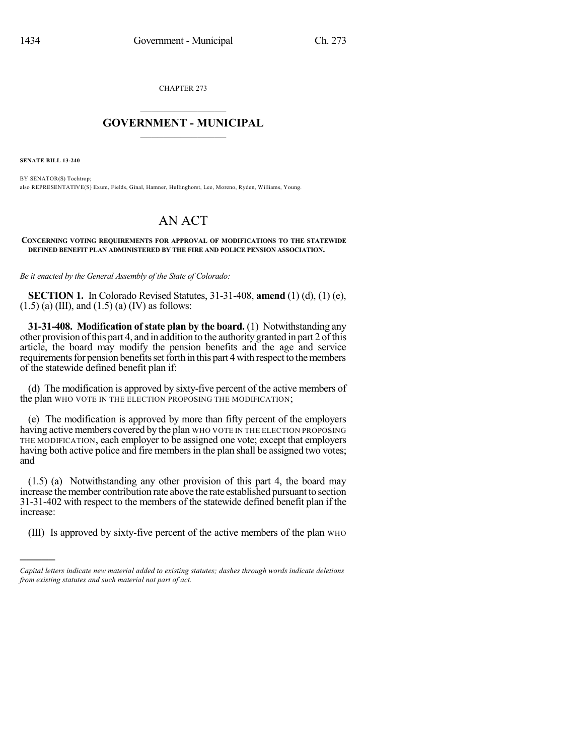CHAPTER 273

# GOVERNMENT - MUNICIPAL

**SENATE BILL 13-240**

BY SENATOR(S) Tochtrop;
also REPRESENTATIVE(S) Exum, Fields, Ginal, Hamner, Hullinghorst, Lee, Moreno, Ryden, Williams, Young.

# AN ACT

**CONCERNING VOTING REQUIREMENTS FOR APPROVAL OF MODIFICATIONS TO THE STATEWIDE DEFINED BENEFIT PLAN ADMINISTERED BY THE FIRE AND POLICE PENSION ASSOCIATION.**

*Be it enacted by the General Assembly of the State of Colorado:*

**SECTION 1.** In Colorado Revised Statutes, 31-31-408, **amend** (1) (d), (1) (e), (1.5) (a) (III), and (1.5) (a) (IV) as follows:

**31-31-408. Modification of state plan by the board.** (1) Notwithstanding any other provision of this part 4, and in addition to the authority granted in part 2 of this article, the board may modify the pension benefits and the age and service requirements for pension benefits set forth in this part 4 with respect to the members of the statewide defined benefit plan if:

(d) The modification is approved by sixty-five percent of the active members of the plan WHO VOTE IN THE ELECTION PROPOSING THE MODIFICATION;

(e) The modification is approved by more than fifty percent of the employers having active members covered by the plan WHO VOTE IN THE ELECTION PROPOSING THE MODIFICATION, each employer to be assigned one vote; except that employers having both active police and fire members in the plan shall be assigned two votes; and

(1.5) (a) Notwithstanding any other provision of this part 4, the board may increase the member contribution rate above the rate established pursuant to section 31-31-402 with respect to the members of the statewide defined benefit plan if the increase:

(III) Is approved by sixty-five percent of the active members of the plan WHO

*Capital letters indicate new material added to existing statutes; dashes through words indicate deletions from existing statutes and such material not part of act.*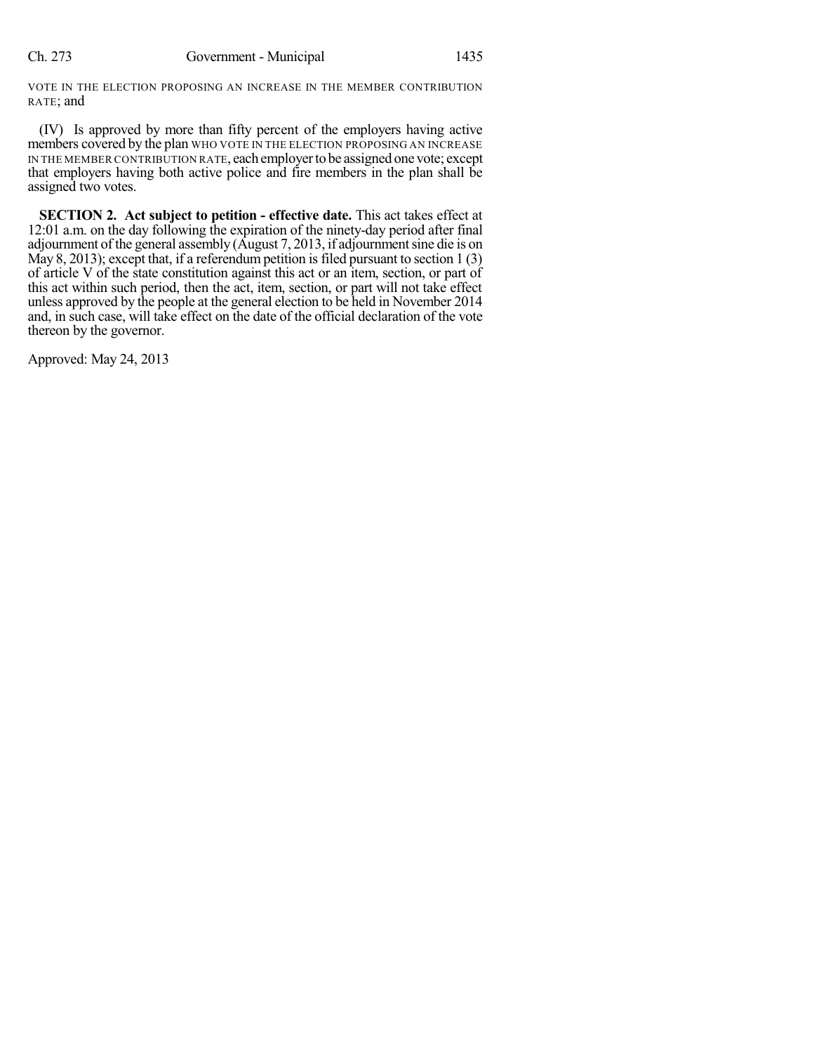VOTE IN THE ELECTION PROPOSING AN INCREASE IN THE MEMBER CONTRIBUTION RATE; and

(IV) Is approved by more than fifty percent of the employers having active members covered by the plan WHO VOTE IN THE ELECTION PROPOSING AN INCREASE IN THE MEMBER CONTRIBUTION RATE, each employer to be assigned one vote; except that employers having both active police and fire members in the plan shall be assigned two votes.

**SECTION 2. Act subject to petition - effective date.** This act takes effect at 12:01 a.m. on the day following the expiration of the ninety-day period after final adjournment of the general assembly (August 7, 2013, if adjournment sine die is on May 8, 2013); except that, if a referendum petition is filed pursuant to section 1 (3) of article V of the state constitution against this act or an item, section, or part of this act within such period, then the act, item, section, or part will not take effect unless approved by the people at the general election to be held in November 2014 and, in such case, will take effect on the date of the official declaration of the vote thereon by the governor.

Approved: May 24, 2013